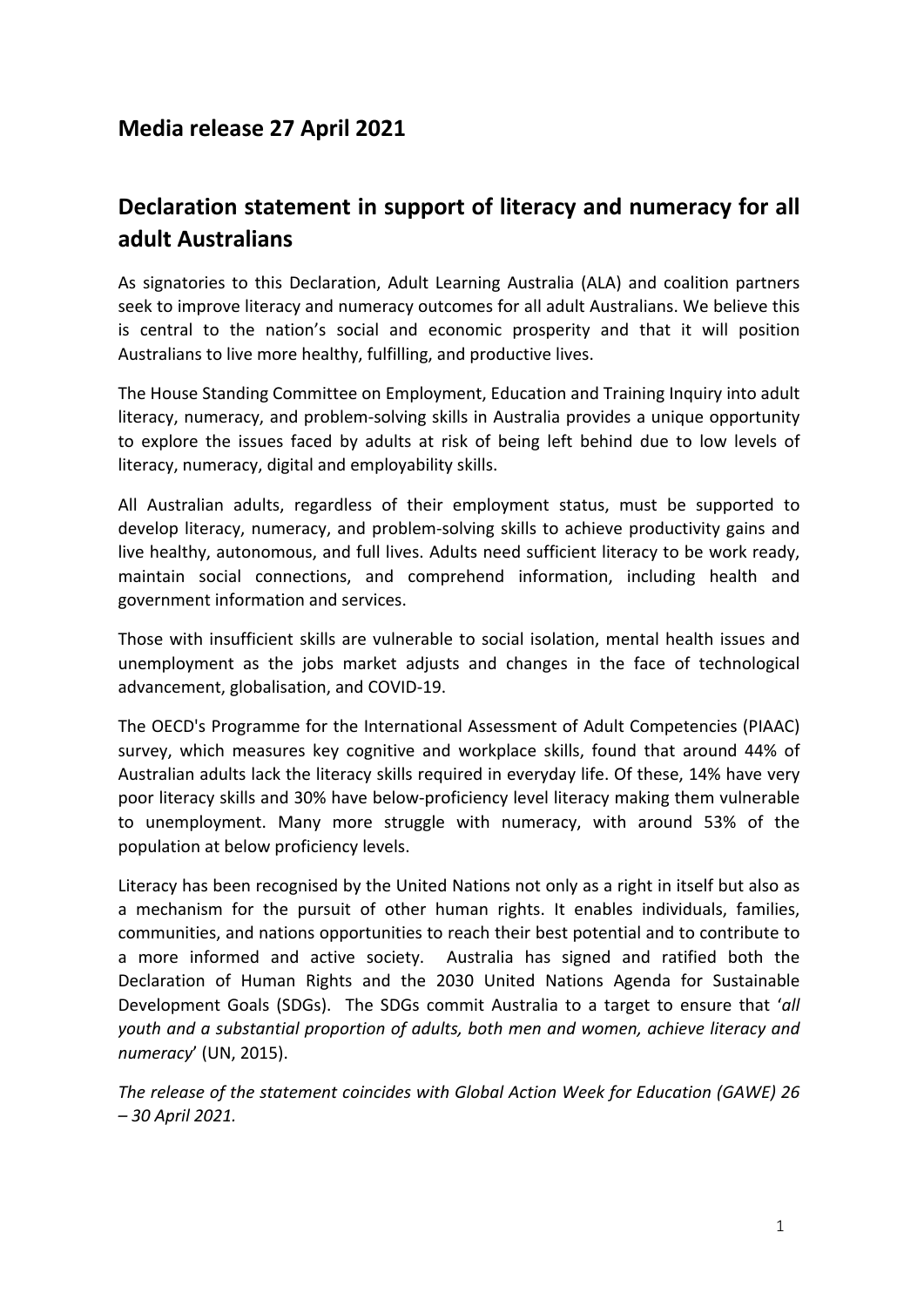## Media release 27 April 2021

## Declaration statement in support of literacy and numeracy for all adult Australians

As signatories to this Declaration, Adult Learning Australia (ALA) and coalition partners seek to improve literacy and numeracy outcomes for all adult Australians. We believe this is central to the nation's social and economic prosperity and that it will position Australians to live more healthy, fulfilling, and productive lives.

The House Standing Committee on Employment, Education and Training Inquiry into adult literacy, numeracy, and problem-solving skills in Australia provides a unique opportunity to explore the issues faced by adults at risk of being left behind due to low levels of literacy, numeracy, digital and employability skills.

All Australian adults, regardless of their employment status, must be supported to develop literacy, numeracy, and problem-solving skills to achieve productivity gains and live healthy, autonomous, and full lives. Adults need sufficient literacy to be work ready, maintain social connections, and comprehend information, including health and government information and services.

Those with insufficient skills are vulnerable to social isolation, mental health issues and unemployment as the jobs market adjusts and changes in the face of technological advancement, globalisation, and COVID-19.

The OECD's Programme for the International Assessment of Adult Competencies (PIAAC) survey, which measures key cognitive and workplace skills, found that around 44% of Australian adults lack the literacy skills required in everyday life. Of these, 14% have very poor literacy skills and 30% have below-proficiency level literacy making them vulnerable to unemployment. Many more struggle with numeracy, with around 53% of the population at below proficiency levels.

Literacy has been recognised by the United Nations not only as a right in itself but also as a mechanism for the pursuit of other human rights. It enables individuals, families, communities, and nations opportunities to reach their best potential and to contribute to a more informed and active society. Australia has signed and ratified both the Declaration of Human Rights and the 2030 United Nations Agenda for Sustainable Development Goals (SDGs). The SDGs commit Australia to a target to ensure that '*all youth and a substantial proportion of adults, both men and women, achieve literacy and numeracy*' (UN, 2015).

*The release of the statement coincides with Global Action Week for Education (GAWE) 26 – 30 April 2021.*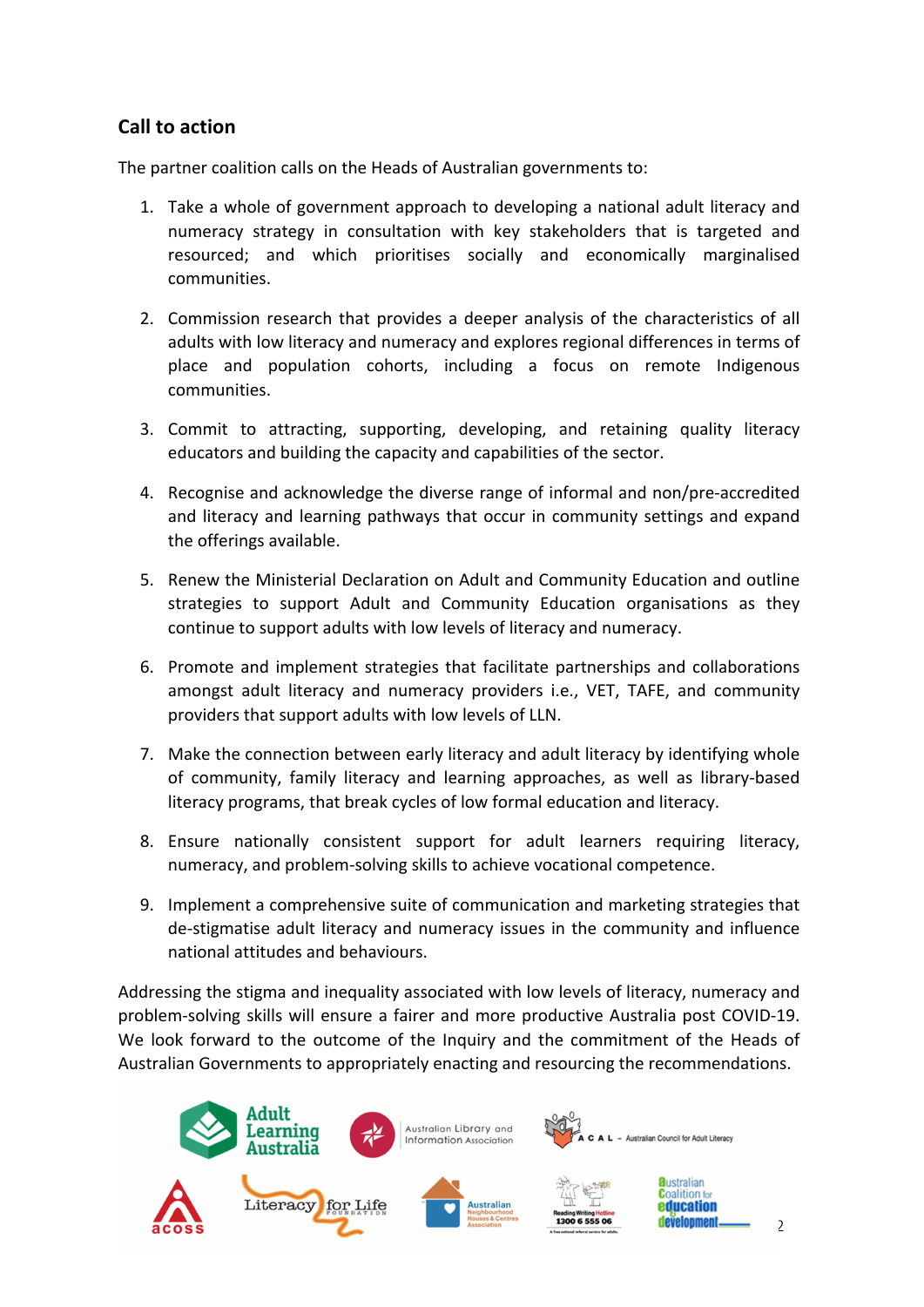## Call to action

The partner coalition calls on the Heads of Australian governments to:

1. Take a whole of government approach to developing a national adult literacy and numeracy strategy in consultation with key stakeholders that is targeted and resourced; and which prioritises socially and economically marginalised communities.

2. Commission research that provides a deeper analysis of the characteristics of all adults with low literacy and numeracy and explores regional differences in terms of place and population cohorts, including a focus on remote Indigenous communities.

3. Commit to attracting, supporting, developing, and retaining quality literacy educators and building the capacity and capabilities of the sector.

4. Recognise and acknowledge the diverse range of informal and non/pre-accredited and literacy and learning pathways that occur in community settings and expand the offerings available.

5. Renew the Ministerial Declaration on Adult and Community Education and outline strategies to support Adult and Community Education organisations as they continue to support adults with low levels of literacy and numeracy.

6. Promote and implement strategies that facilitate partnerships and collaborations amongst adult literacy and numeracy providers i.e., VET, TAFE, and community providers that support adults with low levels of LLN.

7. Make the connection between early literacy and adult literacy by identifying whole of community, family literacy and learning approaches, as well as library-based literacy programs, that break cycles of low formal education and literacy.

8. Ensure nationally consistent support for adult learners requiring literacy, numeracy, and problem-solving skills to achieve vocational competence.

9. Implement a comprehensive suite of communication and marketing strategies that de-stigmatise adult literacy and numeracy issues in the community and influence national attitudes and behaviours.

Addressing the stigma and inequality associated with low levels of literacy, numeracy and problem-solving skills will ensure a fairer and more productive Australia post COVID-19. We look forward to the outcome of the Inquiry and the commitment of the Heads of Australian Governments to appropriately enacting and resourcing the recommendations.

Adult Learning Australia | Australian Library and Information Association | ACAL – Australian Council for Adult Literacy | acoss | Literacy for Life Foundation | Australian Neighbourhood Houses & Centres Association | Reading Writing Hotline 1300 6 555 06 | Australian Coalition for education development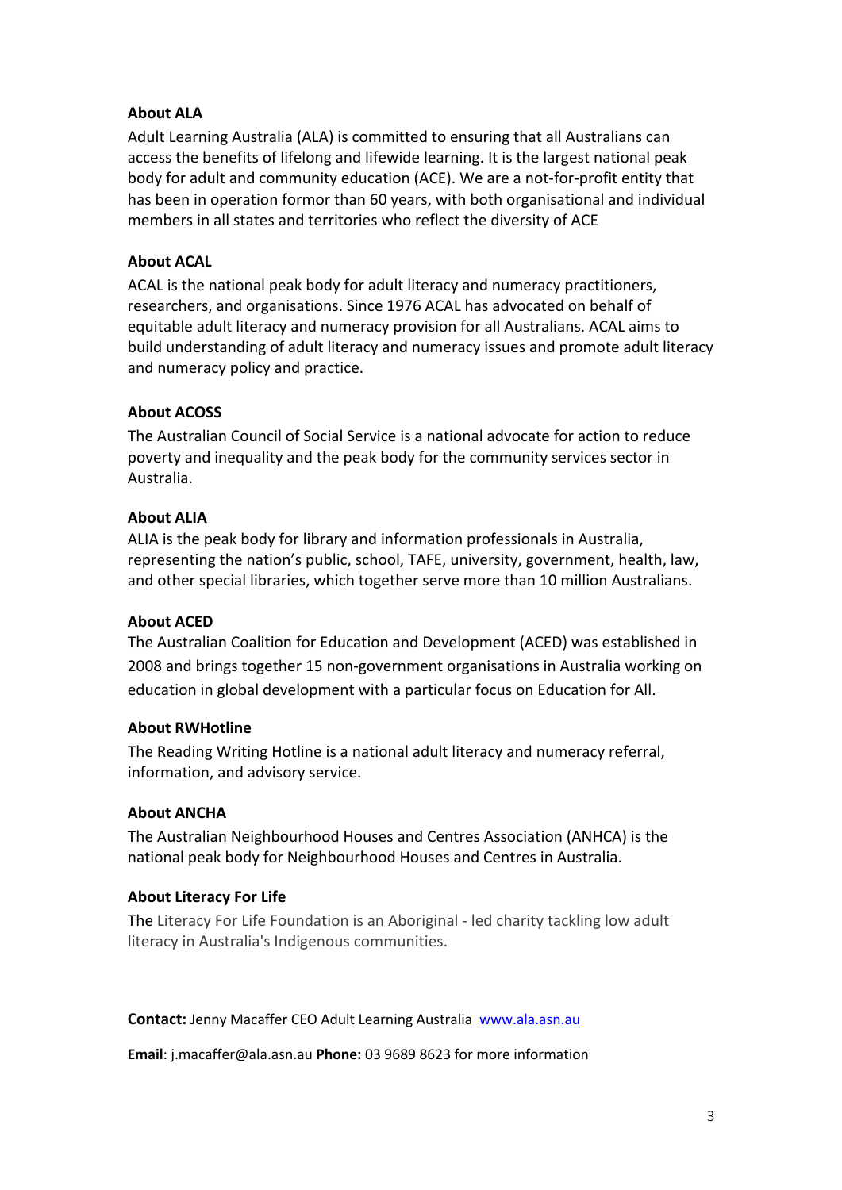**About ALA**

Adult Learning Australia (ALA) is committed to ensuring that all Australians can access the benefits of lifelong and lifewide learning. It is the largest national peak body for adult and community education (ACE). We are a not-for-profit entity that has been in operation formor than 60 years, with both organisational and individual members in all states and territories who reflect the diversity of ACE

**About ACAL**

ACAL is the national peak body for adult literacy and numeracy practitioners, researchers, and organisations. Since 1976 ACAL has advocated on behalf of equitable adult literacy and numeracy provision for all Australians. ACAL aims to build understanding of adult literacy and numeracy issues and promote adult literacy and numeracy policy and practice.

**About ACOSS**

The Australian Council of Social Service is a national advocate for action to reduce poverty and inequality and the peak body for the community services sector in Australia.

**About ALIA**

ALIA is the peak body for library and information professionals in Australia, representing the nation's public, school, TAFE, university, government, health, law, and other special libraries, which together serve more than 10 million Australians.

**About ACED**

The Australian Coalition for Education and Development (ACED) was established in 2008 and brings together 15 non-government organisations in Australia working on education in global development with a particular focus on Education for All.

**About RWHotline**

The Reading Writing Hotline is a national adult literacy and numeracy referral, information, and advisory service.

**About ANCHA**

The Australian Neighbourhood Houses and Centres Association (ANHCA) is the national peak body for Neighbourhood Houses and Centres in Australia.

**About Literacy For Life**

The Literacy For Life Foundation is an Aboriginal - led charity tackling low adult literacy in Australia's Indigenous communities.

**Contact:** Jenny Macaffer CEO Adult Learning Australia www.ala.asn.au

**Email**: j.macaffer@ala.asn.au **Phone:** 03 9689 8623 for more information